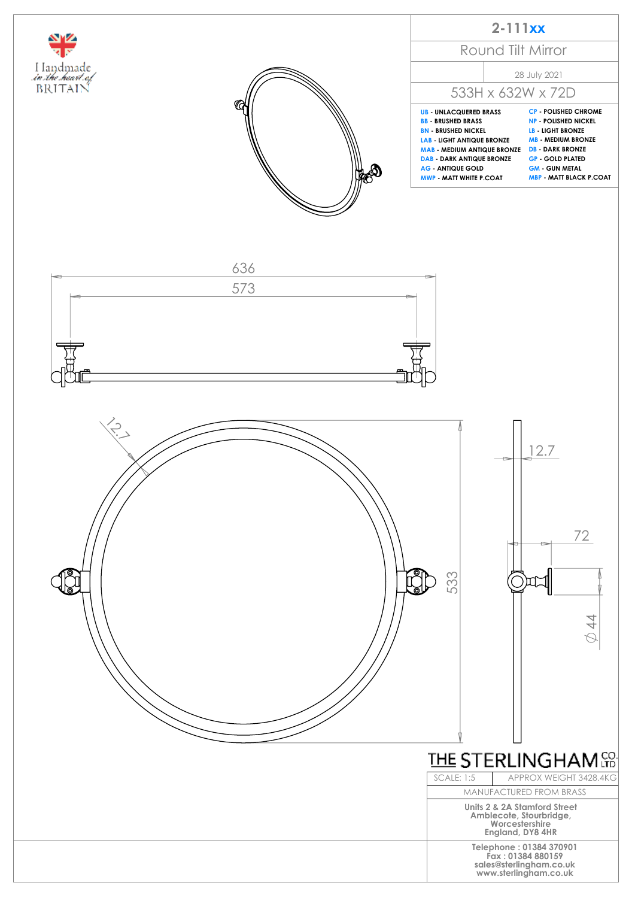# 2-111xx

## Round Tilt Mirror

28 July 2021

533H x 632W x 72D

| | |
|---|---|
| UB - UNLACQUERED BRASS | CP - POLISHED CHROME |
| BB - BRUSHED BRASS | NP - POLISHED NICKEL |
| BN - BRUSHED NICKEL | LB - LIGHT BRONZE |
| LAB - LIGHT ANTIQUE BRONZE | MB - MEDIUM BRONZE |
| MAB - MEDIUM ANTIQUE BRONZE | DB - DARK BRONZE |
| DAB - DARK ANTIQUE BRONZE | GP - GOLD PLATED |
| AG - ANTIQUE GOLD | GM - GUN METAL |
| MWP - MATT WHITE P.COAT | MBP - MATT BLACK P.COAT |

Handmade in the heart of BRITAIN

636

573

12.7

533

12.7

72

∅ 44

THE STERLINGHAM CO. LTD

| SCALE: 1:5 | APPROX WEIGHT 3428.4KG |
|---|---|

MANUFACTURED FROM BRASS

**Units 2 & 2A Stamford Street
Amblecote, Stourbridge,
Worcestershire
England, DY8 4HR**

**Telephone : 01384 370901
Fax : 01384 880159
sales@sterlingham.co.uk
www.sterlingham.co.uk**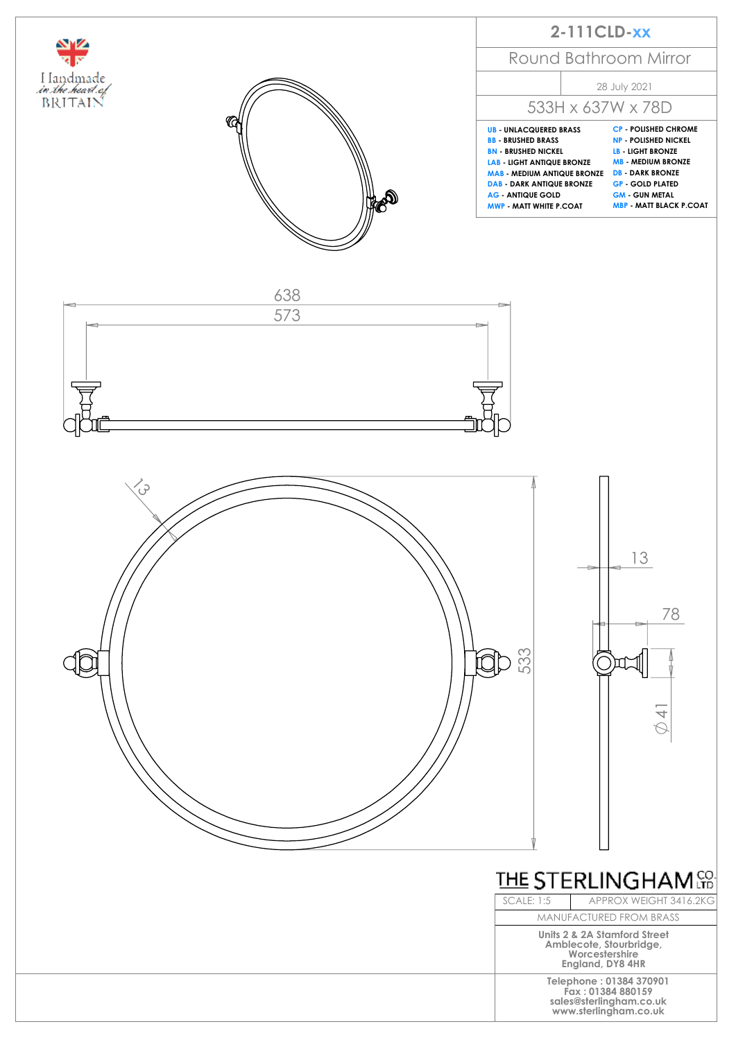Handmade *in the heart of* BRITAIN

# 2-111CLD-xx

## Round Bathroom Mirror

28 July 2021

533H x 637W x 78D

- **UB** - UNLACQUERED BRASS
- **BB** - BRUSHED BRASS
- **BN** - BRUSHED NICKEL
- **LAB** - LIGHT ANTIQUE BRONZE
- **MAB** - MEDIUM ANTIQUE BRONZE
- **DAB** - DARK ANTIQUE BRONZE
- **AG** - ANTIQUE GOLD
- **MWP** - MATT WHITE P.COAT
- **CP** - POLISHED CHROME
- **NP** - POLISHED NICKEL
- **LB** - LIGHT BRONZE
- **MB** - MEDIUM BRONZE
- **DB** - DARK BRONZE
- **GP** - GOLD PLATED
- **GM** - GUN METAL
- **MBP** - MATT BLACK P.COAT

638
573
13
533
13
78
Ø 41

THE STERLINGHAM CO. LTD

| | |
|---|---|
| SCALE: 1:5 | APPROX WEIGHT 3416.2KG |

MANUFACTURED FROM BRASS

**Units 2 & 2A Stamford Street**
**Amblecote, Stourbridge,**
**Worcestershire**
**England, DY8 4HR**

**Telephone : 01384 370901**
**Fax : 01384 880159**
**sales@sterlingham.co.uk**
**www.sterlingham.co.uk**